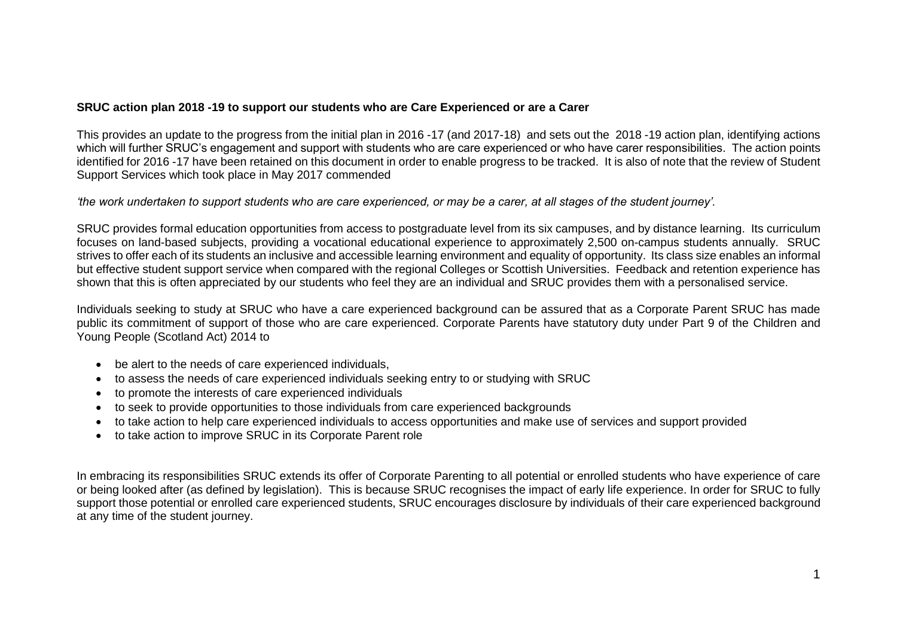**SRUC action plan 2018 -19 to support our students who are Care Experienced or are a Carer**

This provides an update to the progress from the initial plan in 2016 -17 (and 2017-18) and sets out the 2018 -19 action plan, identifying actions which will further SRUC's engagement and support with students who are care experienced or who have carer responsibilities. The action points identified for 2016 -17 have been retained on this document in order to enable progress to be tracked. It is also of note that the review of Student Support Services which took place in May 2017 commended

*'the work undertaken to support students who are care experienced, or may be a carer, at all stages of the student journey'.*

SRUC provides formal education opportunities from access to postgraduate level from its six campuses, and by distance learning. Its curriculum focuses on land-based subjects, providing a vocational educational experience to approximately 2,500 on-campus students annually. SRUC strives to offer each of its students an inclusive and accessible learning environment and equality of opportunity. Its class size enables an informal but effective student support service when compared with the regional Colleges or Scottish Universities. Feedback and retention experience has shown that this is often appreciated by our students who feel they are an individual and SRUC provides them with a personalised service.

Individuals seeking to study at SRUC who have a care experienced background can be assured that as a Corporate Parent SRUC has made public its commitment of support of those who are care experienced. Corporate Parents have statutory duty under Part 9 of the Children and Young People (Scotland Act) 2014 to

- be alert to the needs of care experienced individuals,
- to assess the needs of care experienced individuals seeking entry to or studying with SRUC
- to promote the interests of care experienced individuals
- to seek to provide opportunities to those individuals from care experienced backgrounds
- to take action to help care experienced individuals to access opportunities and make use of services and support provided
- to take action to improve SRUC in its Corporate Parent role

In embracing its responsibilities SRUC extends its offer of Corporate Parenting to all potential or enrolled students who have experience of care or being looked after (as defined by legislation). This is because SRUC recognises the impact of early life experience. In order for SRUC to fully support those potential or enrolled care experienced students, SRUC encourages disclosure by individuals of their care experienced background at any time of the student journey.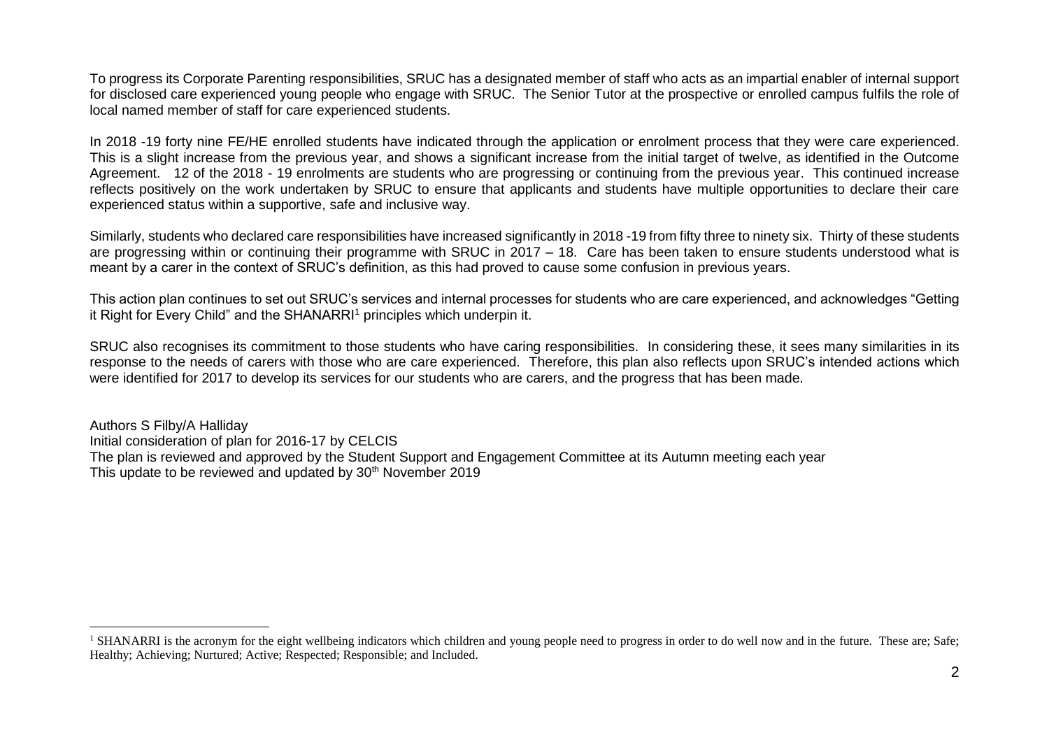To progress its Corporate Parenting responsibilities, SRUC has a designated member of staff who acts as an impartial enabler of internal support for disclosed care experienced young people who engage with SRUC. The Senior Tutor at the prospective or enrolled campus fulfils the role of local named member of staff for care experienced students.

In 2018 -19 forty nine FE/HE enrolled students have indicated through the application or enrolment process that they were care experienced. This is a slight increase from the previous year, and shows a significant increase from the initial target of twelve, as identified in the Outcome Agreement. 12 of the 2018 - 19 enrolments are students who are progressing or continuing from the previous year. This continued increase reflects positively on the work undertaken by SRUC to ensure that applicants and students have multiple opportunities to declare their care experienced status within a supportive, safe and inclusive way.

Similarly, students who declared care responsibilities have increased significantly in 2018 -19 from fifty three to ninety six. Thirty of these students are progressing within or continuing their programme with SRUC in 2017 – 18. Care has been taken to ensure students understood what is meant by a carer in the context of SRUC's definition, as this had proved to cause some confusion in previous years.

This action plan continues to set out SRUC's services and internal processes for students who are care experienced, and acknowledges "Getting it Right for Every Child" and the SHANARRI[1] principles which underpin it.

SRUC also recognises its commitment to those students who have caring responsibilities. In considering these, it sees many similarities in its response to the needs of carers with those who are care experienced. Therefore, this plan also reflects upon SRUC's intended actions which were identified for 2017 to develop its services for our students who are carers, and the progress that has been made.

Authors S Filby/A Halliday
Initial consideration of plan for 2016-17 by CELCIS
The plan is reviewed and approved by the Student Support and Engagement Committee at its Autumn meeting each year
This update to be reviewed and updated by 30th November 2019

[1] SHANARRI is the acronym for the eight wellbeing indicators which children and young people need to progress in order to do well now and in the future. These are; Safe; Healthy; Achieving; Nurtured; Active; Respected; Responsible; and Included.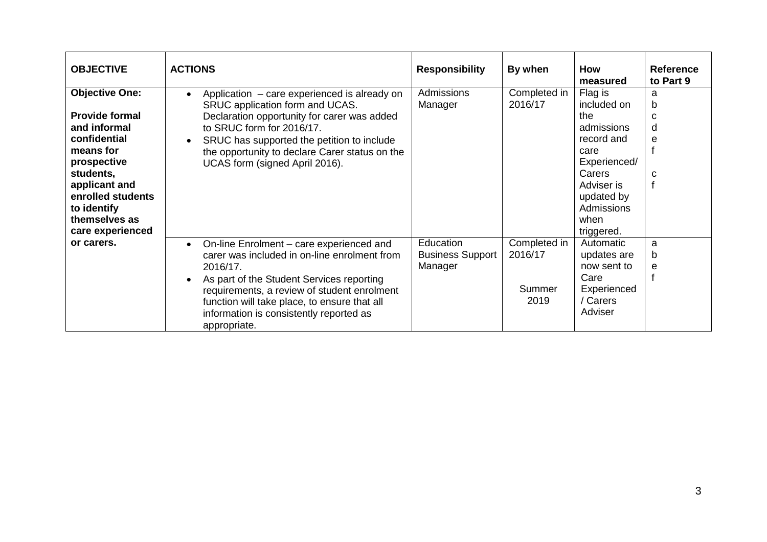| OBJECTIVE | ACTIONS | Responsibility | By when | How measured | Reference to Part 9 |
|---|---|---|---|---|---|
| **Objective One:**<br><br>**Provide formal and informal confidential means for prospective students, applicant and enrolled students to identify themselves as care experienced or carers.** | • Application – care experienced is already on SRUC application form and UCAS. Declaration opportunity for carer was added to SRUC form for 2016/17.<br>• SRUC has supported the petition to include the opportunity to declare Carer status on the UCAS form (signed April 2016). | Admissions Manager | Completed in 2016/17 | Flag is included on the admissions record and care Experienced/ Carers Adviser is updated by Admissions when triggered. | a<br>b<br>c<br>d<br>e<br>f<br><br>c<br>f |
| | • On-line Enrolment – care experienced and carer was included in on-line enrolment from 2016/17.<br>• As part of the Student Services reporting requirements, a review of student enrolment function will take place, to ensure that all information is consistently reported as appropriate. | Education Business Support Manager | Completed in 2016/17<br><br>Summer 2019 | Automatic updates are now sent to Care Experienced / Carers Adviser | a<br>b<br>e<br>f |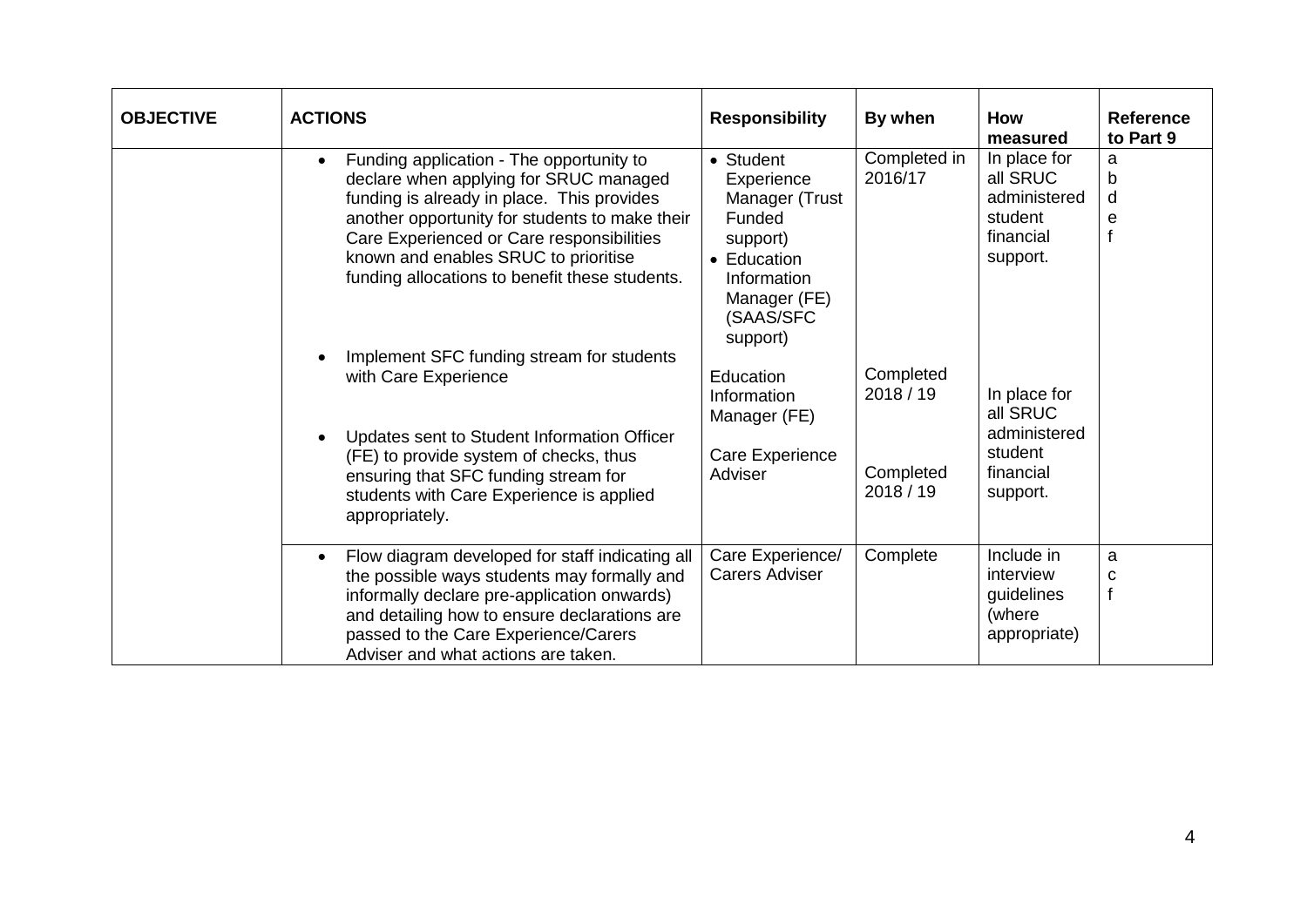| OBJECTIVE | ACTIONS | Responsibility | By when | How measured | Reference to Part 9 |
|---|---|---|---|---|---|
| | • Funding application - The opportunity to declare when applying for SRUC managed funding is already in place. This provides another opportunity for students to make their Care Experienced or Care responsibilities known and enables SRUC to prioritise funding allocations to benefit these students. | • Student Experience Manager (Trust Funded support)<br>• Education Information Manager (FE) (SAAS/SFC support) | Completed in 2016/17 | In place for all SRUC administered student financial support. | a<br>b<br>d<br>e<br>f |
| | • Implement SFC funding stream for students with Care Experience | Education Information Manager (FE) | Completed 2018 / 19 | In place for all SRUC administered student financial support. | |
| | • Updates sent to Student Information Officer (FE) to provide system of checks, thus ensuring that SFC funding stream for students with Care Experience is applied appropriately. | Care Experience Adviser | Completed 2018 / 19 | | |
| | • Flow diagram developed for staff indicating all the possible ways students may formally and informally declare pre-application onwards) and detailing how to ensure declarations are passed to the Care Experience/Carers Adviser and what actions are taken. | Care Experience/ Carers Adviser | Complete | Include in interview guidelines (where appropriate) | a<br>c<br>f |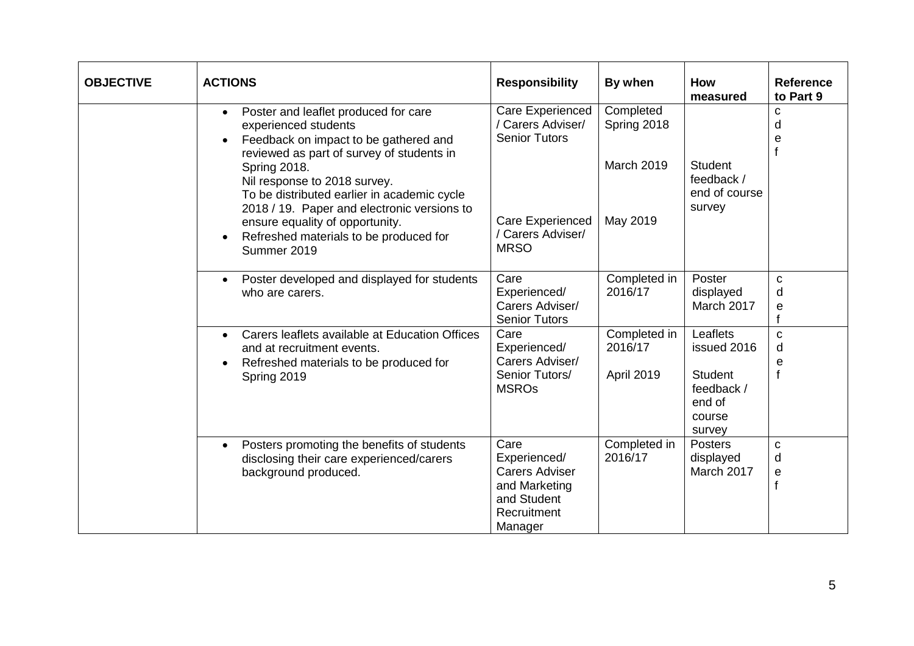| OBJECTIVE | ACTIONS | Responsibility | By when | How measured | Reference to Part 9 |
|---|---|---|---|---|---|
| | • Poster and leaflet produced for care experienced students<br>• Feedback on impact to be gathered and reviewed as part of survey of students in Spring 2018.<br>Nil response to 2018 survey.<br>To be distributed earlier in academic cycle 2018 / 19. Paper and electronic versions to ensure equality of opportunity.<br>• Refreshed materials to be produced for Summer 2019 | Care Experienced / Carers Adviser/ Senior Tutors<br><br>Care Experienced / Carers Adviser/ MRSO | Completed Spring 2018<br><br>March 2019<br><br>May 2019 | Student feedback / end of course survey | c<br>d<br>e<br>f |
| | • Poster developed and displayed for students who are carers. | Care Experienced/ Carers Adviser/ Senior Tutors | Completed in 2016/17 | Poster displayed March 2017 | c<br>d<br>e<br>f |
| | • Carers leaflets available at Education Offices and at recruitment events.<br>• Refreshed materials to be produced for Spring 2019 | Care Experienced/ Carers Adviser/ Senior Tutors/ MSROs | Completed in 2016/17<br><br>April 2019 | Leaflets issued 2016<br><br>Student feedback / end of course survey | c<br>d<br>e<br>f |
| | • Posters promoting the benefits of students disclosing their care experienced/carers background produced. | Care Experienced/ Carers Adviser and Marketing and Student Recruitment Manager | Completed in 2016/17 | Posters displayed March 2017 | c<br>d<br>e<br>f |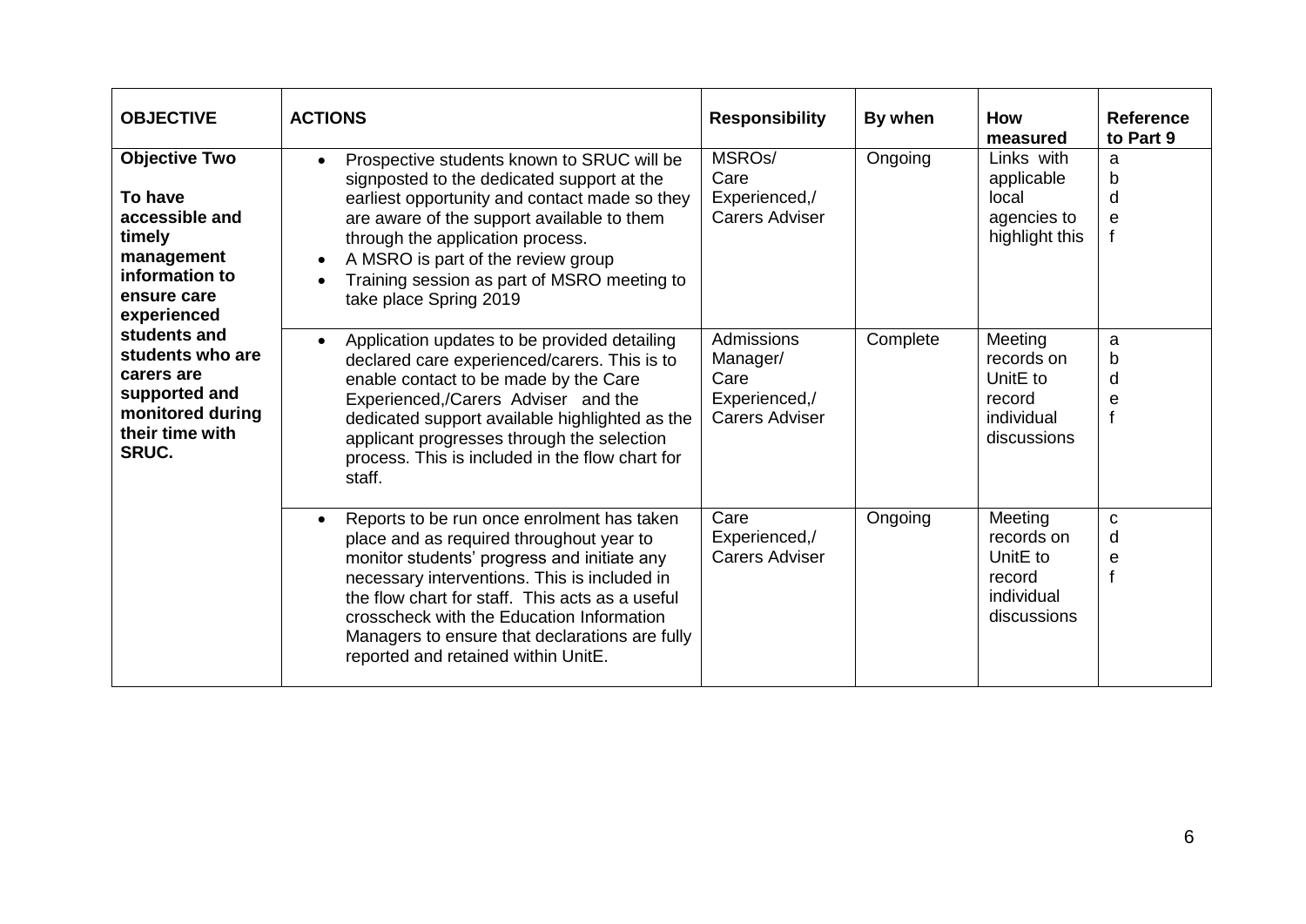| OBJECTIVE | ACTIONS | Responsibility | By when | How measured | Reference to Part 9 |
|---|---|---|---|---|---|
| **Objective Two**<br><br>**To have accessible and timely management information to ensure care experienced students and students who are carers are supported and monitored during their time with SRUC.** | • Prospective students known to SRUC will be signposted to the dedicated support at the earliest opportunity and contact made so they are aware of the support available to them through the application process.<br>• A MSRO is part of the review group<br>• Training session as part of MSRO meeting to take place Spring 2019 | MSROs/ Care Experienced,/ Carers Adviser | Ongoing | Links with applicable local agencies to highlight this | a b d e f |
| | • Application updates to be provided detailing declared care experienced/carers. This is to enable contact to be made by the Care Experienced,/Carers Adviser and the dedicated support available highlighted as the applicant progresses through the selection process. This is included in the flow chart for staff. | Admissions Manager/ Care Experienced,/ Carers Adviser | Complete | Meeting records on UnitE to record individual discussions | a b d e f |
| | • Reports to be run once enrolment has taken place and as required throughout year to monitor students' progress and initiate any necessary interventions. This is included in the flow chart for staff. This acts as a useful crosscheck with the Education Information Managers to ensure that declarations are fully reported and retained within UnitE. | Care Experienced,/ Carers Adviser | Ongoing | Meeting records on UnitE to record individual discussions | c d e f |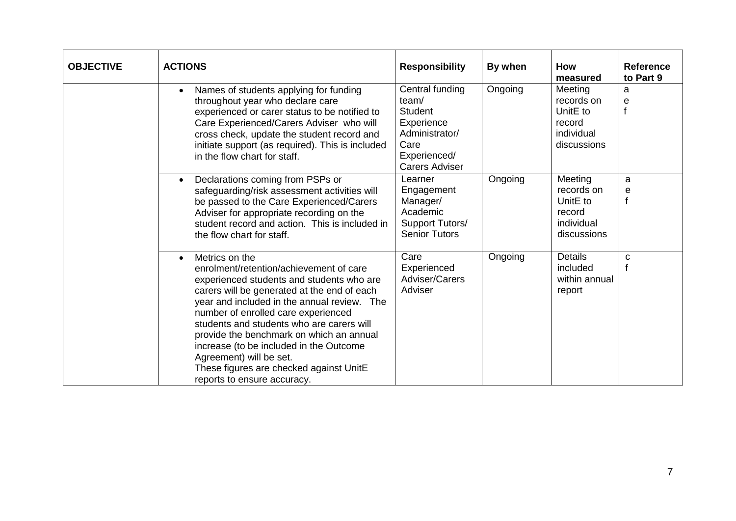| OBJECTIVE | ACTIONS | Responsibility | By when | How measured | Reference to Part 9 |
|---|---|---|---|---|---|
| | • Names of students applying for funding throughout year who declare care experienced or carer status to be notified to Care Experienced/Carers Adviser who will cross check, update the student record and initiate support (as required). This is included in the flow chart for staff. | Central funding team/ Student Experience Administrator/ Care Experienced/ Carers Adviser | Ongoing | Meeting records on UnitE to record individual discussions | a e f |
| | • Declarations coming from PSPs or safeguarding/risk assessment activities will be passed to the Care Experienced/Carers Adviser for appropriate recording on the student record and action. This is included in the flow chart for staff. | Learner Engagement Manager/ Academic Support Tutors/ Senior Tutors | Ongoing | Meeting records on UnitE to record individual discussions | a e f |
| | • Metrics on the enrolment/retention/achievement of care experienced students and students who are carers will be generated at the end of each year and included in the annual review. The number of enrolled care experienced students and students who are carers will provide the benchmark on which an annual increase (to be included in the Outcome Agreement) will be set. These figures are checked against UnitE reports to ensure accuracy. | Care Experienced Adviser/Carers Adviser | Ongoing | Details included within annual report | c f |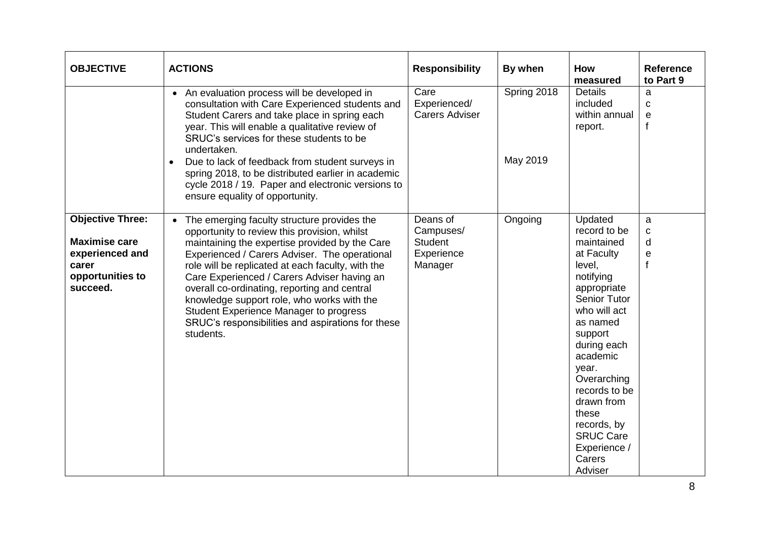| OBJECTIVE | ACTIONS | Responsibility | By when | How measured | Reference to Part 9 |
|---|---|---|---|---|---|
| | • An evaluation process will be developed in consultation with Care Experienced students and Student Carers and take place in spring each year. This will enable a qualitative review of SRUC's services for these students to be undertaken.<br>• Due to lack of feedback from student surveys in spring 2018, to be distributed earlier in academic cycle 2018 / 19. Paper and electronic versions to ensure equality of opportunity. | Care Experienced/ Carers Adviser | Spring 2018<br><br>May 2019 | Details included within annual report. | a<br>c<br>e<br>f |
| **Objective Three:**<br><br>**Maximise care experienced and carer opportunities to succeed.** | • The emerging faculty structure provides the opportunity to review this provision, whilst maintaining the expertise provided by the Care Experienced / Carers Adviser. The operational role will be replicated at each faculty, with the Care Experienced / Carers Adviser having an overall co-ordinating, reporting and central knowledge support role, who works with the Student Experience Manager to progress SRUC's responsibilities and aspirations for these students. | Deans of Campuses/ Student Experience Manager | Ongoing | Updated record to be maintained at Faculty level, notifying appropriate Senior Tutor who will act as named support during each academic year. Overarching records to be drawn from these records, by SRUC Care Experience / Carers Adviser | a<br>c<br>d<br>e<br>f |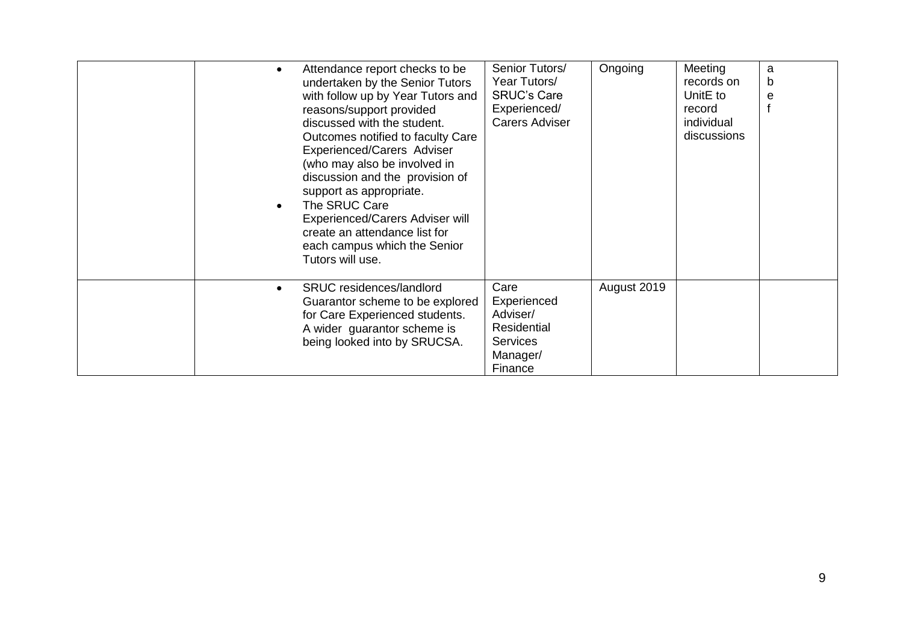| | | | | | |
|---|---|---|---|---|---|
| | • Attendance report checks to be undertaken by the Senior Tutors with follow up by Year Tutors and reasons/support provided discussed with the student. Outcomes notified to faculty Care Experienced/Carers Adviser (who may also be involved in discussion and the provision of support as appropriate.<br>• The SRUC Care Experienced/Carers Adviser will create an attendance list for each campus which the Senior Tutors will use. | Senior Tutors/ Year Tutors/ SRUC's Care Experienced/ Carers Adviser | Ongoing | Meeting records on UnitE to record individual discussions | a b e f |
| | • SRUC residences/landlord Guarantor scheme to be explored for Care Experienced students. A wider guarantor scheme is being looked into by SRUCSA. | Care Experienced Adviser/ Residential Services Manager/ Finance | August 2019 | | |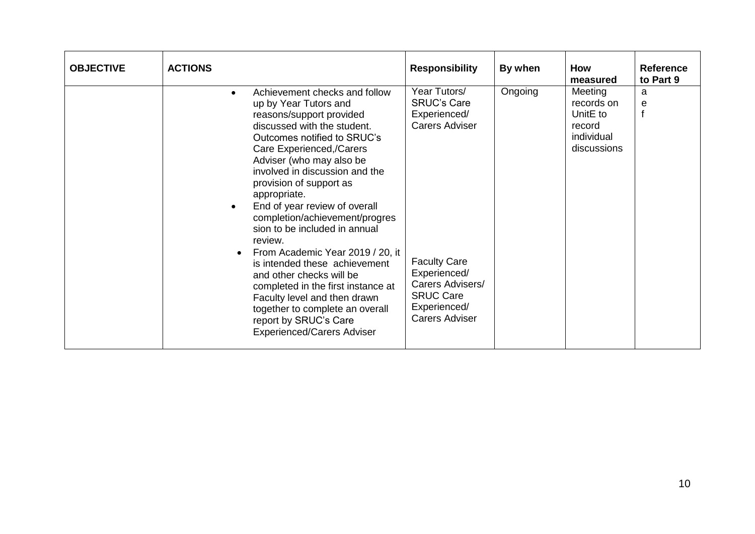| OBJECTIVE | ACTIONS | Responsibility | By when | How measured | Reference to Part 9 |
|---|---|---|---|---|---|
| | • Achievement checks and follow up by Year Tutors and reasons/support provided discussed with the student. Outcomes notified to SRUC's Care Experienced,/Carers Adviser (who may also be involved in discussion and the provision of support as appropriate.<br>• End of year review of overall completion/achievement/progression to be included in annual review.<br>• From Academic Year 2019 / 20, it is intended these achievement and other checks will be completed in the first instance at Faculty level and then drawn together to complete an overall report by SRUC's Care Experienced/Carers Adviser | Year Tutors/ SRUC's Care Experienced/ Carers Adviser<br><br>Faculty Care Experienced/ Carers Advisers/ SRUC Care Experienced/ Carers Adviser | Ongoing | Meeting records on UnitE to record individual discussions | a<br>e<br>f |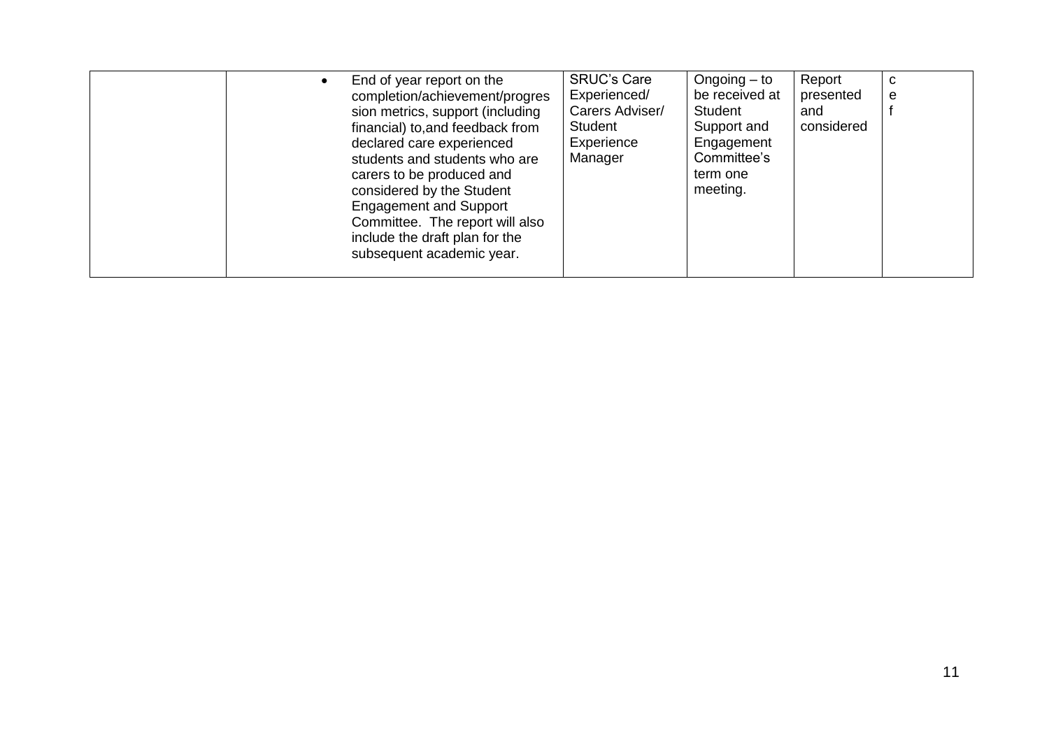|  |  |  |  |  |  |
|---|---|---|---|---|---|
|  | • End of year report on the completion/achievement/progression metrics, support (including financial) to,and feedback from declared care experienced students and students who are carers to be produced and considered by the Student Engagement and Support Committee. The report will also include the draft plan for the subsequent academic year. | SRUC's Care Experienced/ Carers Adviser/ Student Experience Manager | Ongoing – to be received at Student Support and Engagement Committee's term one meeting. | Report presented and considered | c e f |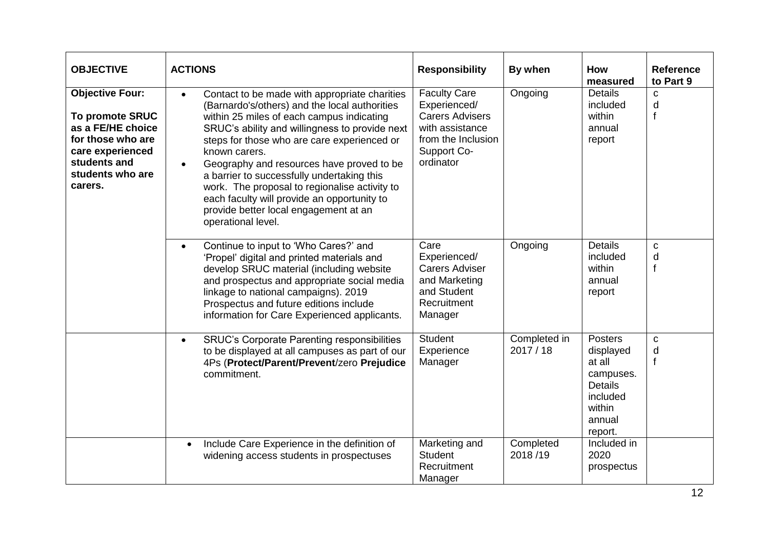| OBJECTIVE | ACTIONS | Responsibility | By when | How measured | Reference to Part 9 |
|---|---|---|---|---|---|
| **Objective Four:** **To promote SRUC as a FE/HE choice for those who are care experienced students and students who are carers.** | • Contact to be made with appropriate charities (Barnardo's/others) and the local authorities within 25 miles of each campus indicating SRUC's ability and willingness to provide next steps for those who are care experienced or known carers. • Geography and resources have proved to be a barrier to successfully undertaking this work. The proposal to regionalise activity to each faculty will provide an opportunity to provide better local engagement at an operational level. | Faculty Care Experienced/ Carers Advisers with assistance from the Inclusion Support Co-ordinator | Ongoing | Details included within annual report | c d f |
| | • Continue to input to 'Who Cares?' and 'Propel' digital and printed materials and develop SRUC material (including website and prospectus and appropriate social media linkage to national campaigns). 2019 Prospectus and future editions include information for Care Experienced applicants. | Care Experienced/ Carers Adviser and Marketing and Student Recruitment Manager | Ongoing | Details included within annual report | c d f |
| | • SRUC's Corporate Parenting responsibilities to be displayed at all campuses as part of our 4Ps (**Protect/Parent/Prevent**/zero **Prejudice** commitment. | Student Experience Manager | Completed in 2017 / 18 | Posters displayed at all campuses. Details included within annual report. | c d f |
| | • Include Care Experience in the definition of widening access students in prospectuses | Marketing and Student Recruitment Manager | Completed 2018 /19 | Included in 2020 prospectus | |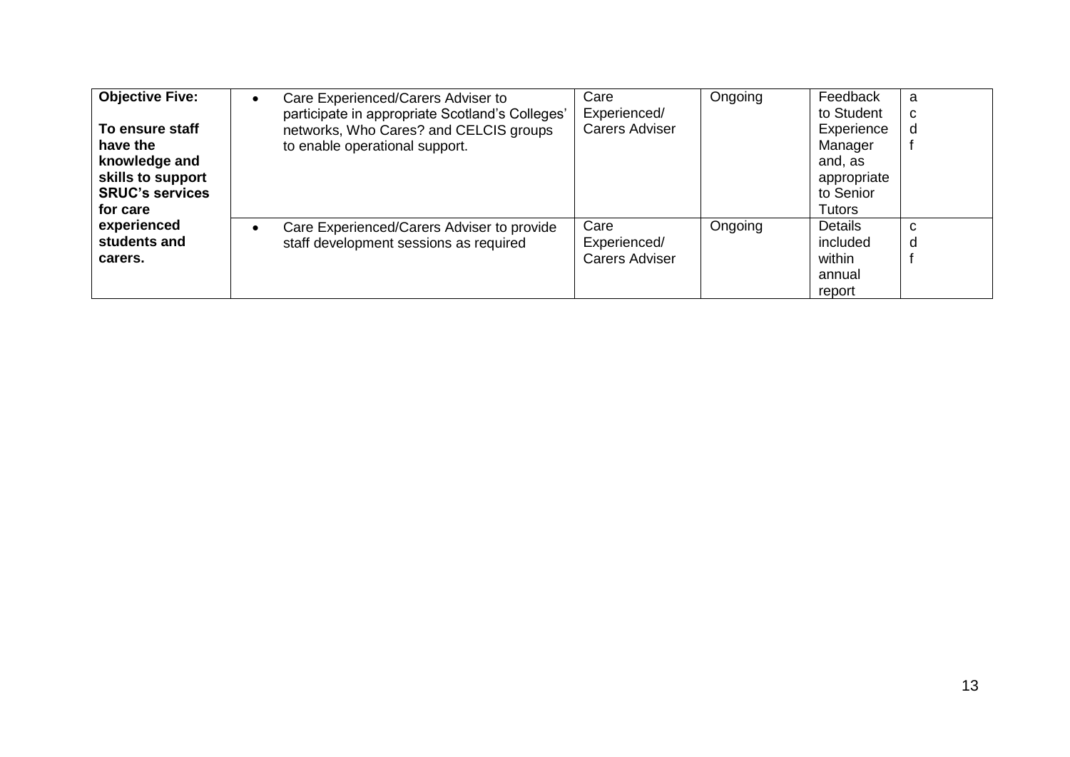| **Objective Five:**<br><br>**To ensure staff have the knowledge and skills to support SRUC's services for care experienced students and carers.** | • Care Experienced/Carers Adviser to participate in appropriate Scotland's Colleges' networks, Who Cares? and CELCIS groups to enable operational support. | Care Experienced/ Carers Adviser | Ongoing | Feedback to Student Experience Manager and, as appropriate to Senior Tutors | a<br>c<br>d<br>f |
|---|---|---|---|---|---|
| | • Care Experienced/Carers Adviser to provide staff development sessions as required | Care Experienced/ Carers Adviser | Ongoing | Details included within annual report | c<br>d<br>f |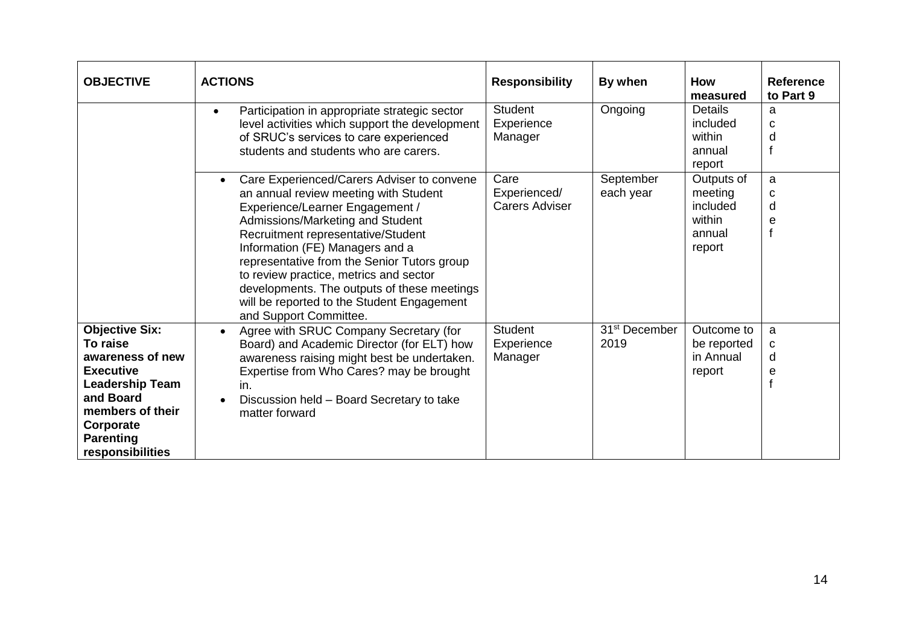| OBJECTIVE | ACTIONS | Responsibility | By when | How measured | Reference to Part 9 |
| --- | --- | --- | --- | --- | --- |
| | • Participation in appropriate strategic sector level activities which support the development of SRUC's services to care experienced students and students who are carers. | Student Experience Manager | Ongoing | Details included within annual report | a c d f |
| | • Care Experienced/Carers Adviser to convene an annual review meeting with Student Experience/Learner Engagement / Admissions/Marketing and Student Recruitment representative/Student Information (FE) Managers and a representative from the Senior Tutors group to review practice, metrics and sector developments. The outputs of these meetings will be reported to the Student Engagement and Support Committee. | Care Experienced/ Carers Adviser | September each year | Outputs of meeting included within annual report | a c d e f |
| **Objective Six: To raise awareness of new Executive Leadership Team and Board members of their Corporate Parenting responsibilities** | • Agree with SRUC Company Secretary (for Board) and Academic Director (for ELT) how awareness raising might best be undertaken. Expertise from Who Cares? may be brought in. • Discussion held – Board Secretary to take matter forward | Student Experience Manager | 31st December 2019 | Outcome to be reported in Annual report | a c d e f |